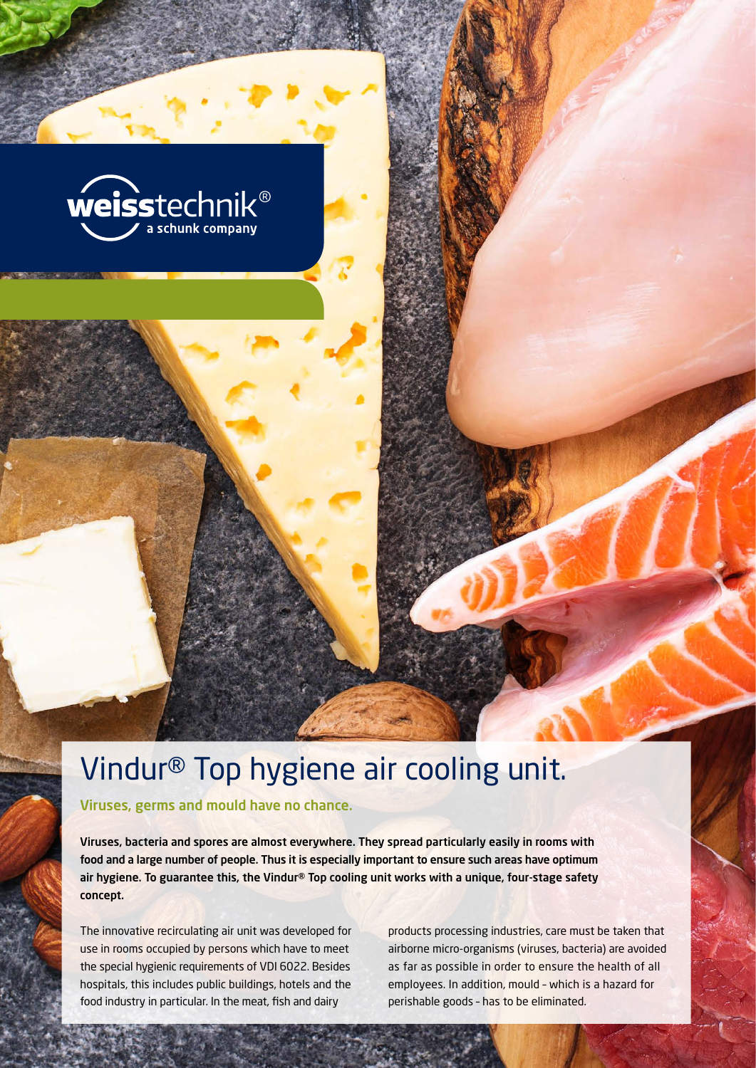weisstechnik®
a schunk company

# Vindur® Top hygiene air cooling unit.

## Viruses, germs and mould have no chance.

**Viruses, bacteria and spores are almost everywhere. They spread particularly easily in rooms with food and a large number of people. Thus it is especially important to ensure such areas have optimum air hygiene. To guarantee this, the Vindur® Top cooling unit works with a unique, four-stage safety concept.**

The innovative recirculating air unit was developed for use in rooms occupied by persons which have to meet the special hygienic requirements of VDI 6022. Besides hospitals, this includes public buildings, hotels and the food industry in particular. In the meat, fish and dairy products processing industries, care must be taken that airborne micro-organisms (viruses, bacteria) are avoided as far as possible in order to ensure the health of all employees. In addition, mould – which is a hazard for perishable goods – has to be eliminated.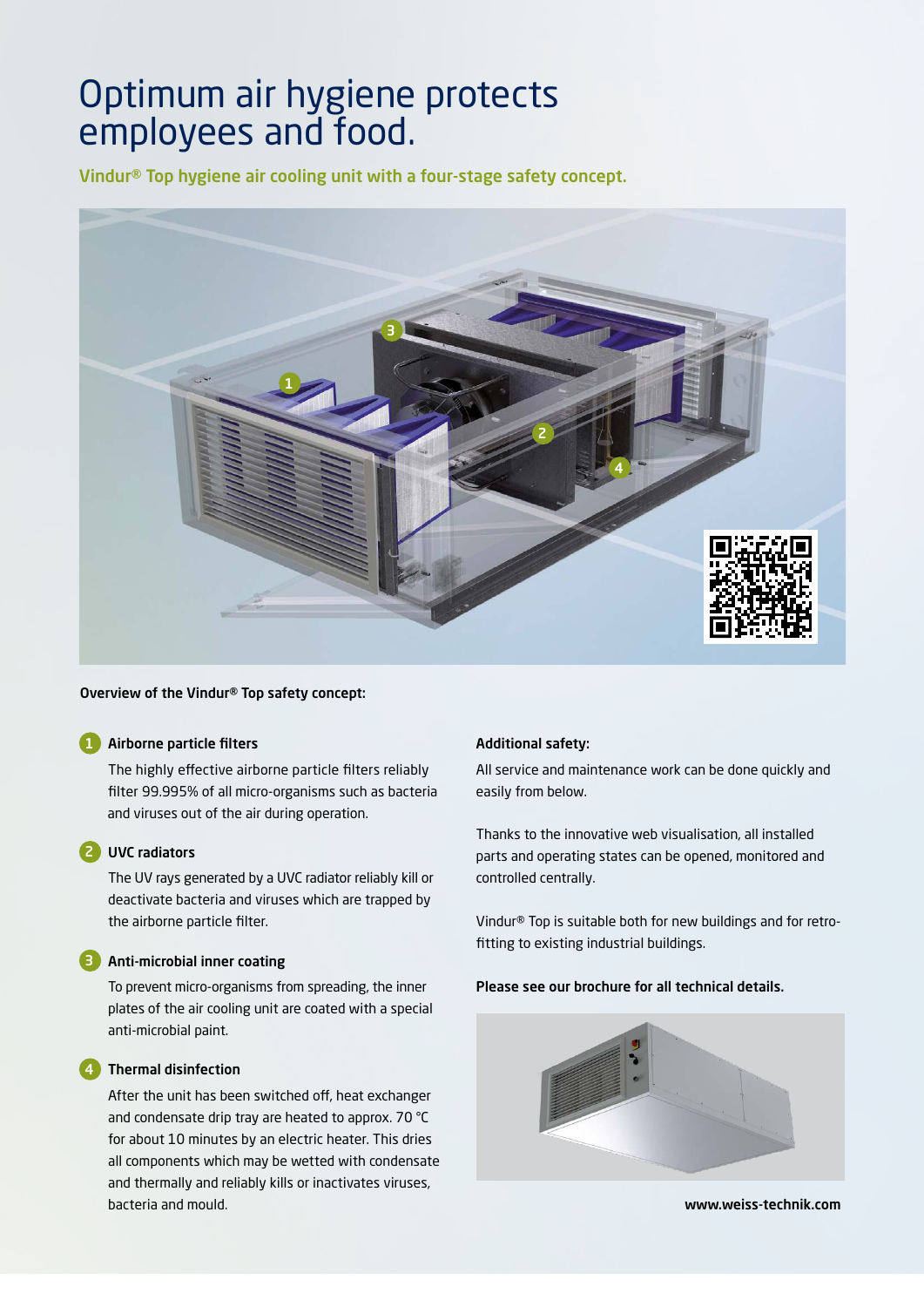# Optimum air hygiene protects employees and food.

## Vindur® Top hygiene air cooling unit with a four-stage safety concept.

**Overview of the Vindur® Top safety concept:**

### 1 Airborne particle filters

The highly effective airborne particle filters reliably filter 99.995% of all micro-organisms such as bacteria and viruses out of the air during operation.

### 2 UVC radiators

The UV rays generated by a UVC radiator reliably kill or deactivate bacteria and viruses which are trapped by the airborne particle filter.

### 3 Anti-microbial inner coating

To prevent micro-organisms from spreading, the inner plates of the air cooling unit are coated with a special anti-microbial paint.

### 4 Thermal disinfection

After the unit has been switched off, heat exchanger and condensate drip tray are heated to approx. 70 °C for about 10 minutes by an electric heater. This dries all components which may be wetted with condensate and thermally and reliably kills or inactivates viruses, bacteria and mould.

### Additional safety:

All service and maintenance work can be done quickly and easily from below.

Thanks to the innovative web visualisation, all installed parts and operating states can be opened, monitored and controlled centrally.

Vindur® Top is suitable both for new buildings and for retro-fitting to existing industrial buildings.

**Please see our brochure for all technical details.**

**www.weiss-technik.com**